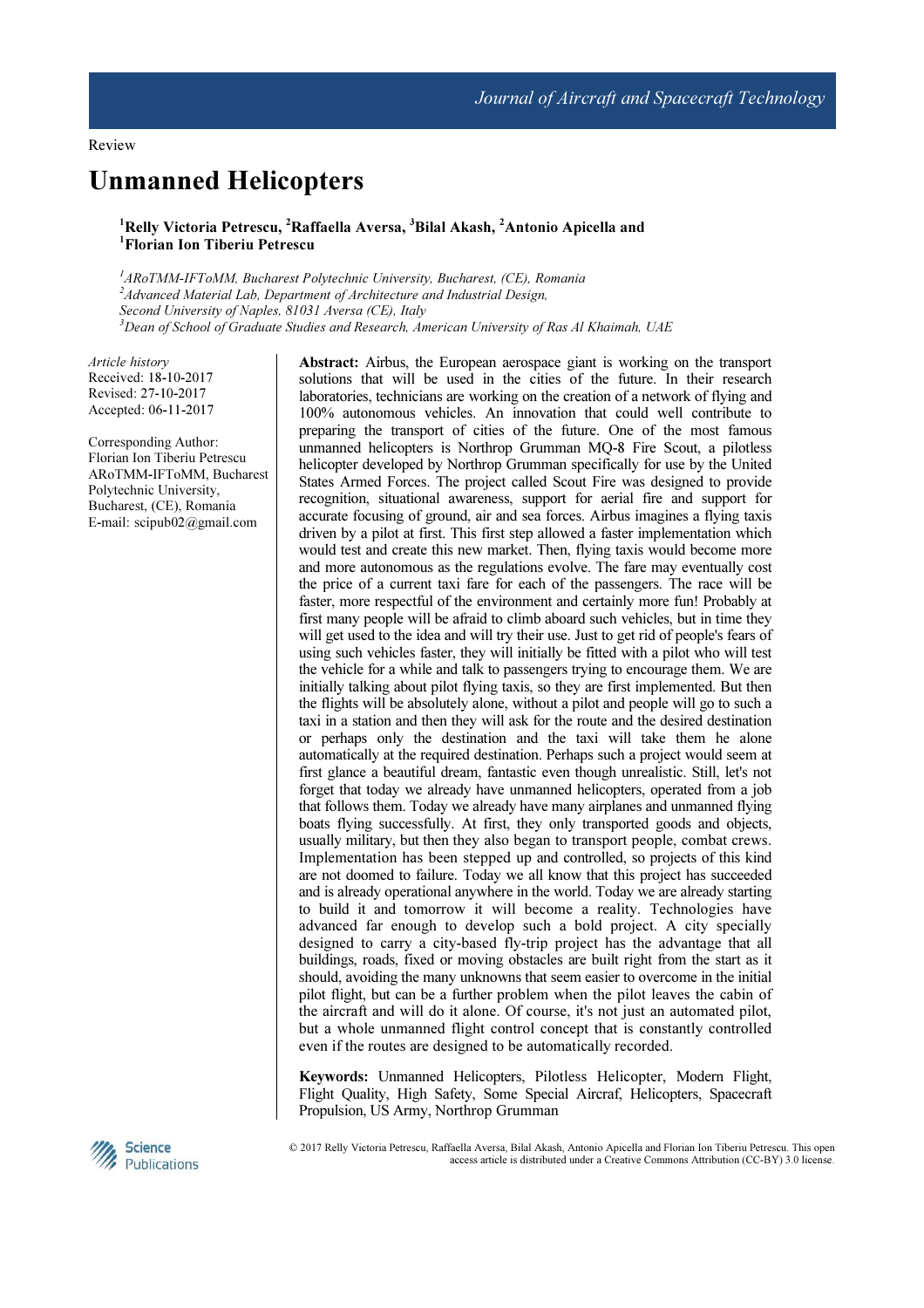Review

# Unmanned Helicopters

**[1]Relly Victoria Petrescu, [2]Raffaella Aversa, [3]Bilal Akash, [2]Antonio Apicella and [1]Florian Ion Tiberiu Petrescu**

*[1]ARoTMM-IFToMM, Bucharest Polytechnic University, Bucharest, (CE), Romania*
*[2]Advanced Material Lab, Department of Architecture and Industrial Design, Second University of Naples, 81031 Aversa (CE), Italy*
*[3]Dean of School of Graduate Studies and Research, American University of Ras Al Khaimah, UAE*

*Article history*
Received: 18-10-2017
Revised: 27-10-2017
Accepted: 06-11-2017

Corresponding Author:
Florian Ion Tiberiu Petrescu
ARoTMM-IFToMM, Bucharest Polytechnic University, Bucharest, (CE), Romania
E-mail: scipub02@gmail.com

**Abstract:** Airbus, the European aerospace giant is working on the transport solutions that will be used in the cities of the future. In their research laboratories, technicians are working on the creation of a network of flying and 100% autonomous vehicles. An innovation that could well contribute to preparing the transport of cities of the future. One of the most famous unmanned helicopters is Northrop Grumman MQ-8 Fire Scout, a pilotless helicopter developed by Northrop Grumman specifically for use by the United States Armed Forces. The project called Scout Fire was designed to provide recognition, situational awareness, support for aerial fire and support for accurate focusing of ground, air and sea forces. Airbus imagines a flying taxis driven by a pilot at first. This first step allowed a faster implementation which would test and create this new market. Then, flying taxis would become more and more autonomous as the regulations evolve. The fare may eventually cost the price of a current taxi fare for each of the passengers. The race will be faster, more respectful of the environment and certainly more fun! Probably at first many people will be afraid to climb aboard such vehicles, but in time they will get used to the idea and will try their use. Just to get rid of people's fears of using such vehicles faster, they will initially be fitted with a pilot who will test the vehicle for a while and talk to passengers trying to encourage them. We are initially talking about pilot flying taxis, so they are first implemented. But then the flights will be absolutely alone, without a pilot and people will go to such a taxi in a station and then they will ask for the route and the desired destination or perhaps only the destination and the taxi will take them he alone automatically at the required destination. Perhaps such a project would seem at first glance a beautiful dream, fantastic even though unrealistic. Still, let's not forget that today we already have unmanned helicopters, operated from a job that follows them. Today we already have many airplanes and unmanned flying boats flying successfully. At first, they only transported goods and objects, usually military, but then they also began to transport people, combat crews. Implementation has been stepped up and controlled, so projects of this kind are not doomed to failure. Today we all know that this project has succeeded and is already operational anywhere in the world. Today we are already starting to build it and tomorrow it will become a reality. Technologies have advanced far enough to develop such a bold project. A city specially designed to carry a city-based fly-trip project has the advantage that all buildings, roads, fixed or moving obstacles are built right from the start as it should, avoiding the many unknowns that seem easier to overcome in the initial pilot flight, but can be a further problem when the pilot leaves the cabin of the aircraft and will do it alone. Of course, it's not just an automated pilot, but a whole unmanned flight control concept that is constantly controlled even if the routes are designed to be automatically recorded.

**Keywords:** Unmanned Helicopters, Pilotless Helicopter, Modern Flight, Flight Quality, High Safety, Some Special Aircraf, Helicopters, Spacecraft Propulsion, US Army, Northrop Grumman

© 2017 Relly Victoria Petrescu, Raffaella Aversa, Bilal Akash, Antonio Apicella and Florian Ion Tiberiu Petrescu. This open access article is distributed under a Creative Commons Attribution (CC-BY) 3.0 license.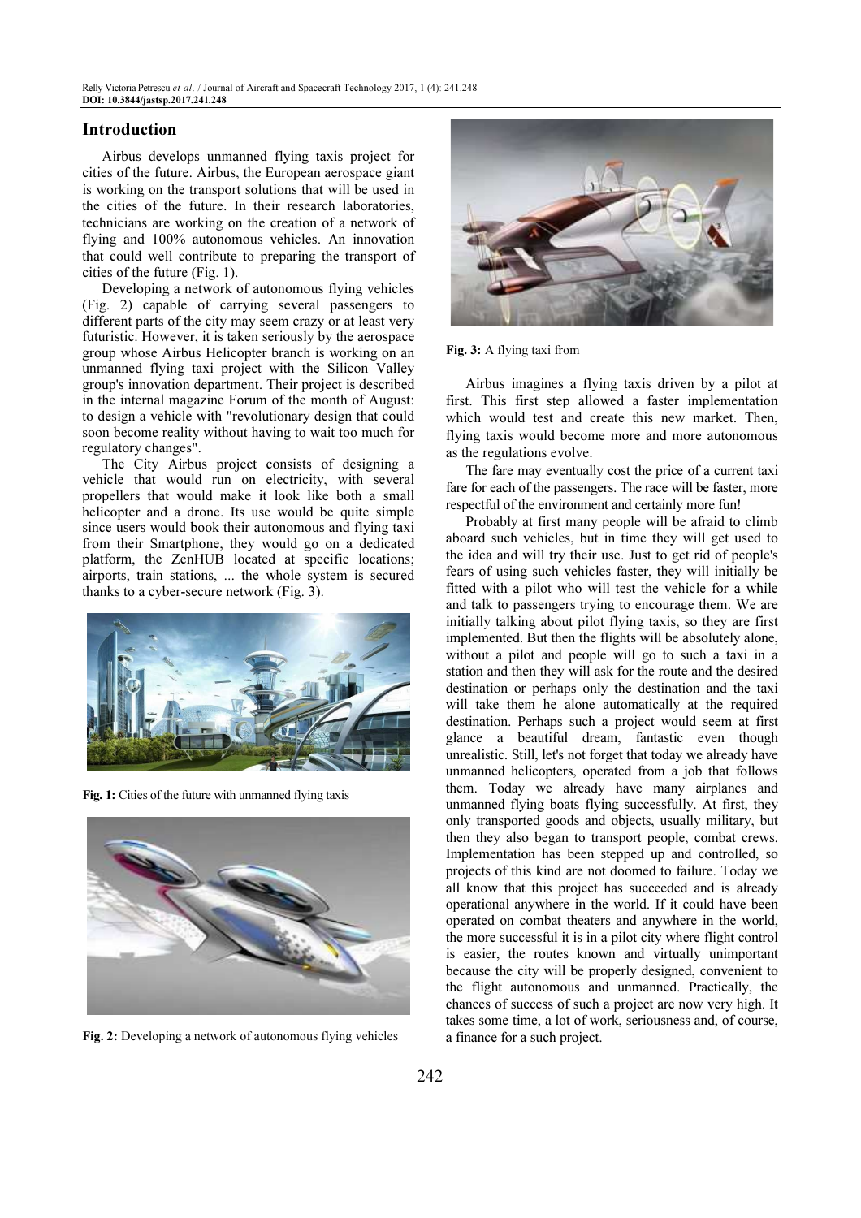## Introduction

Airbus develops unmanned flying taxis project for cities of the future. Airbus, the European aerospace giant is working on the transport solutions that will be used in the cities of the future. In their research laboratories, technicians are working on the creation of a network of flying and 100% autonomous vehicles. An innovation that could well contribute to preparing the transport of cities of the future (Fig. 1).

Developing a network of autonomous flying vehicles (Fig. 2) capable of carrying several passengers to different parts of the city may seem crazy or at least very futuristic. However, it is taken seriously by the aerospace group whose Airbus Helicopter branch is working on an unmanned flying taxi project with the Silicon Valley group's innovation department. Their project is described in the internal magazine Forum of the month of August: to design a vehicle with "revolutionary design that could soon become reality without having to wait too much for regulatory changes".

The City Airbus project consists of designing a vehicle that would run on electricity, with several propellers that would make it look like both a small helicopter and a drone. Its use would be quite simple since users would book their autonomous and flying taxi from their Smartphone, they would go on a dedicated platform, the ZenHUB located at specific locations; airports, train stations, ... the whole system is secured thanks to a cyber-secure network (Fig. 3).

**Fig. 1:** Cities of the future with unmanned flying taxis

**Fig. 2:** Developing a network of autonomous flying vehicles

**Fig. 3:** A flying taxi from

Airbus imagines a flying taxis driven by a pilot at first. This first step allowed a faster implementation which would test and create this new market. Then, flying taxis would become more and more autonomous as the regulations evolve.

The fare may eventually cost the price of a current taxi fare for each of the passengers. The race will be faster, more respectful of the environment and certainly more fun!

Probably at first many people will be afraid to climb aboard such vehicles, but in time they will get used to the idea and will try their use. Just to get rid of people's fears of using such vehicles faster, they will initially be fitted with a pilot who will test the vehicle for a while and talk to passengers trying to encourage them. We are initially talking about pilot flying taxis, so they are first implemented. But then the flights will be absolutely alone, without a pilot and people will go to such a taxi in a station and then they will ask for the route and the desired destination or perhaps only the destination and the taxi will take them he alone automatically at the required destination. Perhaps such a project would seem at first glance a beautiful dream, fantastic even though unrealistic. Still, let's not forget that today we already have unmanned helicopters, operated from a job that follows them. Today we already have many airplanes and unmanned flying boats flying successfully. At first, they only transported goods and objects, usually military, but then they also began to transport people, combat crews. Implementation has been stepped up and controlled, so projects of this kind are not doomed to failure. Today we all know that this project has succeeded and is already operational anywhere in the world. If it could have been operated on combat theaters and anywhere in the world, the more successful it is in a pilot city where flight control is easier, the routes known and virtually unimportant because the city will be properly designed, convenient to the flight autonomous and unmanned. Practically, the chances of success of such a project are now very high. It takes some time, a lot of work, seriousness and, of course, a finance for a such project.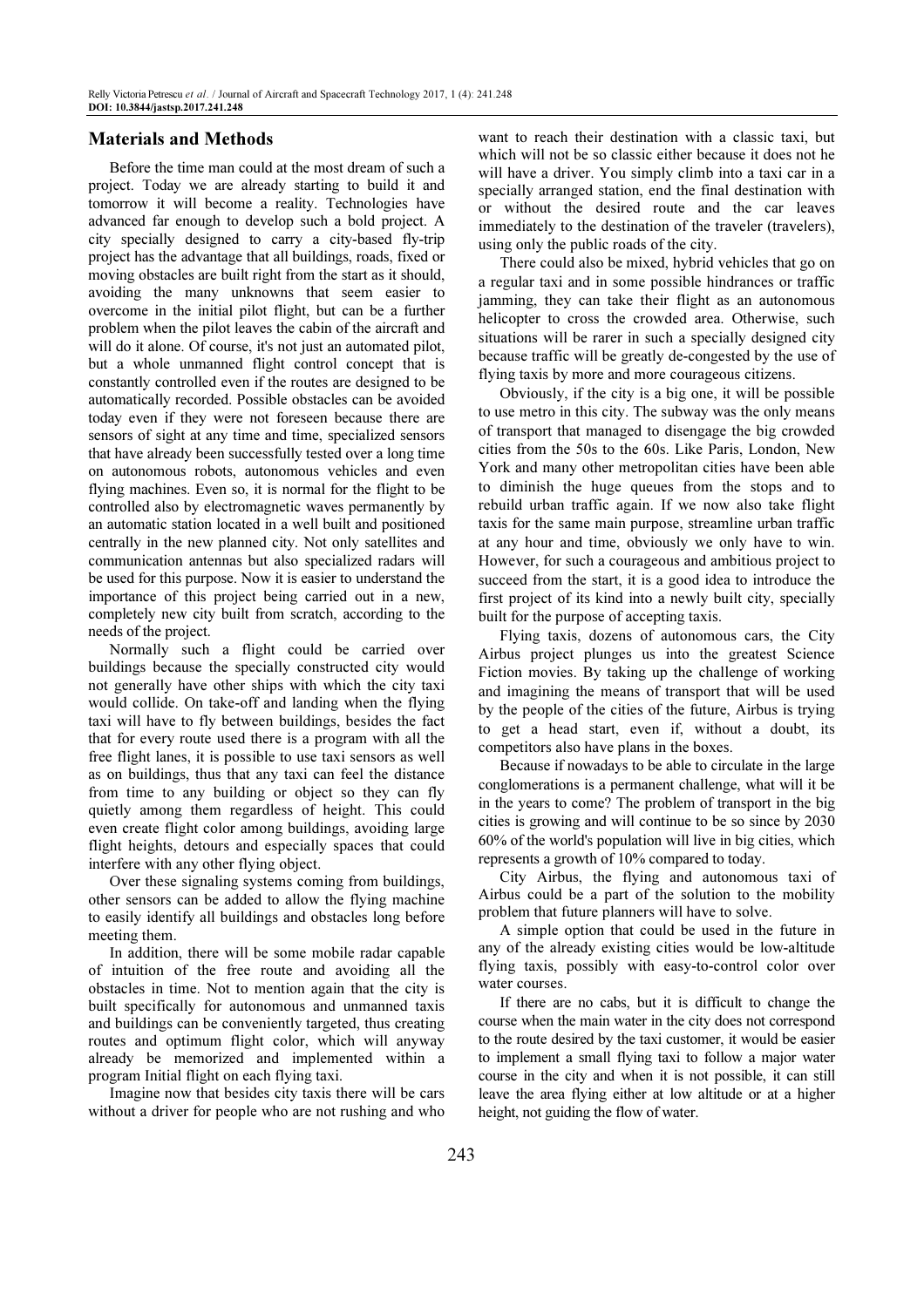## Materials and Methods

Before the time man could at the most dream of such a project. Today we are already starting to build it and tomorrow it will become a reality. Technologies have advanced far enough to develop such a bold project. A city specially designed to carry a city-based fly-trip project has the advantage that all buildings, roads, fixed or moving obstacles are built right from the start as it should, avoiding the many unknowns that seem easier to overcome in the initial pilot flight, but can be a further problem when the pilot leaves the cabin of the aircraft and will do it alone. Of course, it's not just an automated pilot, but a whole unmanned flight control concept that is constantly controlled even if the routes are designed to be automatically recorded. Possible obstacles can be avoided today even if they were not foreseen because there are sensors of sight at any time and time, specialized sensors that have already been successfully tested over a long time on autonomous robots, autonomous vehicles and even flying machines. Even so, it is normal for the flight to be controlled also by electromagnetic waves permanently by an automatic station located in a well built and positioned centrally in the new planned city. Not only satellites and communication antennas but also specialized radars will be used for this purpose. Now it is easier to understand the importance of this project being carried out in a new, completely new city built from scratch, according to the needs of the project.

Normally such a flight could be carried over buildings because the specially constructed city would not generally have other ships with which the city taxi would collide. On take-off and landing when the flying taxi will have to fly between buildings, besides the fact that for every route used there is a program with all the free flight lanes, it is possible to use taxi sensors as well as on buildings, thus that any taxi can feel the distance from time to any building or object so they can fly quietly among them regardless of height. This could even create flight color among buildings, avoiding large flight heights, detours and especially spaces that could interfere with any other flying object.

Over these signaling systems coming from buildings, other sensors can be added to allow the flying machine to easily identify all buildings and obstacles long before meeting them.

In addition, there will be some mobile radar capable of intuition of the free route and avoiding all the obstacles in time. Not to mention again that the city is built specifically for autonomous and unmanned taxis and buildings can be conveniently targeted, thus creating routes and optimum flight color, which will anyway already be memorized and implemented within a program Initial flight on each flying taxi.

Imagine now that besides city taxis there will be cars without a driver for people who are not rushing and who want to reach their destination with a classic taxi, but which will not be so classic either because it does not he will have a driver. You simply climb into a taxi car in a specially arranged station, end the final destination with or without the desired route and the car leaves immediately to the destination of the traveler (travelers), using only the public roads of the city.

There could also be mixed, hybrid vehicles that go on a regular taxi and in some possible hindrances or traffic jamming, they can take their flight as an autonomous helicopter to cross the crowded area. Otherwise, such situations will be rarer in such a specially designed city because traffic will be greatly de-congested by the use of flying taxis by more and more courageous citizens.

Obviously, if the city is a big one, it will be possible to use metro in this city. The subway was the only means of transport that managed to disengage the big crowded cities from the 50s to the 60s. Like Paris, London, New York and many other metropolitan cities have been able to diminish the huge queues from the stops and to rebuild urban traffic again. If we now also take flight taxis for the same main purpose, streamline urban traffic at any hour and time, obviously we only have to win. However, for such a courageous and ambitious project to succeed from the start, it is a good idea to introduce the first project of its kind into a newly built city, specially built for the purpose of accepting taxis.

Flying taxis, dozens of autonomous cars, the City Airbus project plunges us into the greatest Science Fiction movies. By taking up the challenge of working and imagining the means of transport that will be used by the people of the cities of the future, Airbus is trying to get a head start, even if, without a doubt, its competitors also have plans in the boxes.

Because if nowadays to be able to circulate in the large conglomerations is a permanent challenge, what will it be in the years to come? The problem of transport in the big cities is growing and will continue to be so since by 2030 60% of the world's population will live in big cities, which represents a growth of 10% compared to today.

City Airbus, the flying and autonomous taxi of Airbus could be a part of the solution to the mobility problem that future planners will have to solve.

A simple option that could be used in the future in any of the already existing cities would be low-altitude flying taxis, possibly with easy-to-control color over water courses.

If there are no cabs, but it is difficult to change the course when the main water in the city does not correspond to the route desired by the taxi customer, it would be easier to implement a small flying taxi to follow a major water course in the city and when it is not possible, it can still leave the area flying either at low altitude or at a higher height, not guiding the flow of water.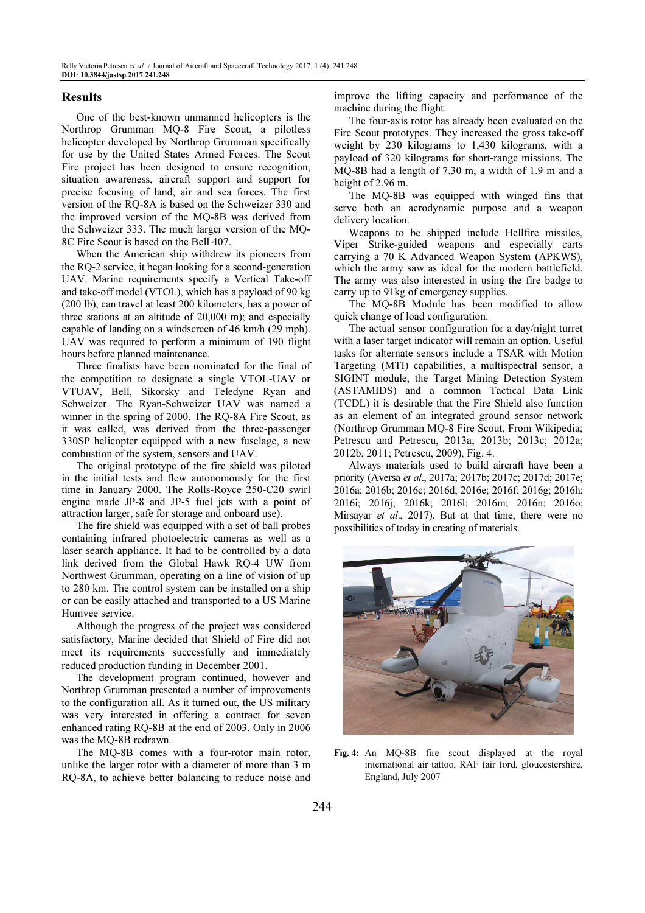## Results

One of the best-known unmanned helicopters is the Northrop Grumman MQ-8 Fire Scout, a pilotless helicopter developed by Northrop Grumman specifically for use by the United States Armed Forces. The Scout Fire project has been designed to ensure recognition, situation awareness, aircraft support and support for precise focusing of land, air and sea forces. The first version of the RQ-8A is based on the Schweizer 330 and the improved version of the MQ-8B was derived from the Schweizer 333. The much larger version of the MQ-8C Fire Scout is based on the Bell 407.

When the American ship withdrew its pioneers from the RQ-2 service, it began looking for a second-generation UAV. Marine requirements specify a Vertical Take-off and take-off model (VTOL), which has a payload of 90 kg (200 lb), can travel at least 200 kilometers, has a power of three stations at an altitude of 20,000 m); and especially capable of landing on a windscreen of 46 km/h (29 mph). UAV was required to perform a minimum of 190 flight hours before planned maintenance.

Three finalists have been nominated for the final of the competition to designate a single VTOL-UAV or VTUAV, Bell, Sikorsky and Teledyne Ryan and Schweizer. The Ryan-Schweizer UAV was named a winner in the spring of 2000. The RQ-8A Fire Scout, as it was called, was derived from the three-passenger 330SP helicopter equipped with a new fuselage, a new combustion of the system, sensors and UAV.

The original prototype of the fire shield was piloted in the initial tests and flew autonomously for the first time in January 2000. The Rolls-Royce 250-C20 swirl engine made JP-8 and JP-5 fuel jets with a point of attraction larger, safe for storage and onboard use).

The fire shield was equipped with a set of ball probes containing infrared photoelectric cameras as well as a laser search appliance. It had to be controlled by a data link derived from the Global Hawk RQ-4 UW from Northwest Grumman, operating on a line of vision of up to 280 km. The control system can be installed on a ship or can be easily attached and transported to a US Marine Humvee service.

Although the progress of the project was considered satisfactory, Marine decided that Shield of Fire did not meet its requirements successfully and immediately reduced production funding in December 2001.

The development program continued, however and Northrop Grumman presented a number of improvements to the configuration all. As it turned out, the US military was very interested in offering a contract for seven enhanced rating RQ-8B at the end of 2003. Only in 2006 was the MQ-8B redrawn.

The MQ-8B comes with a four-rotor main rotor, unlike the larger rotor with a diameter of more than 3 m RQ-8A, to achieve better balancing to reduce noise and improve the lifting capacity and performance of the machine during the flight.

The four-axis rotor has already been evaluated on the Fire Scout prototypes. They increased the gross take-off weight by 230 kilograms to 1,430 kilograms, with a payload of 320 kilograms for short-range missions. The MQ-8B had a length of 7.30 m, a width of 1.9 m and a height of 2.96 m.

The MQ-8B was equipped with winged fins that serve both an aerodynamic purpose and a weapon delivery location.

Weapons to be shipped include Hellfire missiles, Viper Strike-guided weapons and especially carts carrying a 70 K Advanced Weapon System (APKWS), which the army saw as ideal for the modern battlefield. The army was also interested in using the fire badge to carry up to 91kg of emergency supplies.

The MQ-8B Module has been modified to allow quick change of load configuration.

The actual sensor configuration for a day/night turret with a laser target indicator will remain an option. Useful tasks for alternate sensors include a TSAR with Motion Targeting (MTI) capabilities, a multispectral sensor, a SIGINT module, the Target Mining Detection System (ASTAMIDS) and a common Tactical Data Link (TCDL) it is desirable that the Fire Shield also function as an element of an integrated ground sensor network (Northrop Grumman MQ-8 Fire Scout, From Wikipedia; Petrescu and Petrescu, 2013a; 2013b; 2013c; 2012a; 2012b, 2011; Petrescu, 2009), Fig. 4.

Always materials used to build aircraft have been a priority (Aversa *et al*., 2017a; 2017b; 2017c; 2017d; 2017e; 2016a; 2016b; 2016c; 2016d; 2016e; 2016f; 2016g; 2016h; 2016i; 2016j; 2016k; 2016l; 2016m; 2016n; 2016o; Mirsayar *et al*., 2017). But at that time, there were no possibilities of today in creating of materials.

**Fig. 4:** An MQ-8B fire scout displayed at the royal international air tattoo, RAF fair ford, gloucestershire, England, July 2007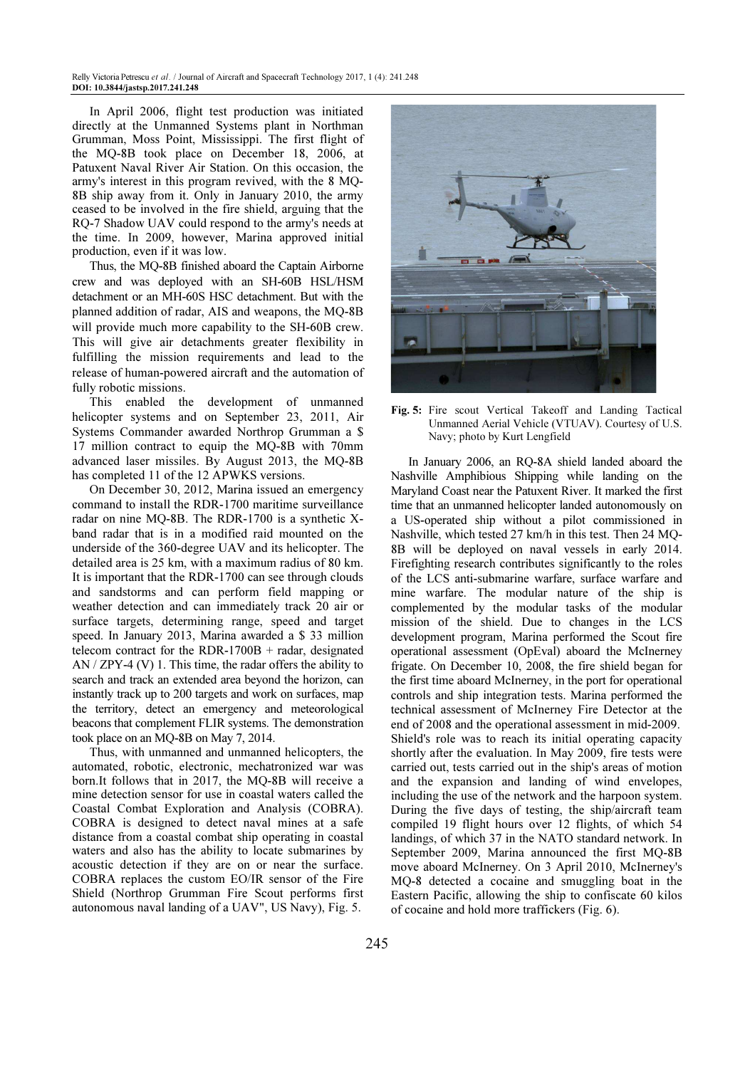In April 2006, flight test production was initiated directly at the Unmanned Systems plant in Northman Grumman, Moss Point, Mississippi. The first flight of the MQ-8B took place on December 18, 2006, at Patuxent Naval River Air Station. On this occasion, the army's interest in this program revived, with the 8 MQ-8B ship away from it. Only in January 2010, the army ceased to be involved in the fire shield, arguing that the RQ-7 Shadow UAV could respond to the army's needs at the time. In 2009, however, Marina approved initial production, even if it was low.

Thus, the MQ-8B finished aboard the Captain Airborne crew and was deployed with an SH-60B HSL/HSM detachment or an MH-60S HSC detachment. But with the planned addition of radar, AIS and weapons, the MQ-8B will provide much more capability to the SH-60B crew. This will give air detachments greater flexibility in fulfilling the mission requirements and lead to the release of human-powered aircraft and the automation of fully robotic missions.

This enabled the development of unmanned helicopter systems and on September 23, 2011, Air Systems Commander awarded Northrop Grumman a $ 17 million contract to equip the MQ-8B with 70mm advanced laser missiles. By August 2013, the MQ-8B has completed 11 of the 12 APWKS versions.

On December 30, 2012, Marina issued an emergency command to install the RDR-1700 maritime surveillance radar on nine MQ-8B. The RDR-1700 is a synthetic X-band radar that is in a modified raid mounted on the underside of the 360-degree UAV and its helicopter. The detailed area is 25 km, with a maximum radius of 80 km. It is important that the RDR-1700 can see through clouds and sandstorms and can perform field mapping or weather detection and can immediately track 20 air or surface targets, determining range, speed and target speed. In January 2013, Marina awarded a $ 33 million telecom contract for the RDR-1700B + radar, designated AN / ZPY-4 (V) 1. This time, the radar offers the ability to search and track an extended area beyond the horizon, can instantly track up to 200 targets and work on surfaces, map the territory, detect an emergency and meteorological beacons that complement FLIR systems. The demonstration took place on an MQ-8B on May 7, 2014.

Thus, with unmanned and unmanned helicopters, the automated, robotic, electronic, mechatronized war was born.It follows that in 2017, the MQ-8B will receive a mine detection sensor for use in coastal waters called the Coastal Combat Exploration and Analysis (COBRA). COBRA is designed to detect naval mines at a safe distance from a coastal combat ship operating in coastal waters and also has the ability to locate submarines by acoustic detection if they are on or near the surface. COBRA replaces the custom EO/IR sensor of the Fire Shield (Northrop Grumman Fire Scout performs first autonomous naval landing of a UAV", US Navy), Fig. 5.

Fig. 5: Fire scout Vertical Takeoff and Landing Tactical Unmanned Aerial Vehicle (VTUAV). Courtesy of U.S. Navy; photo by Kurt Lengfield

In January 2006, an RQ-8A shield landed aboard the Nashville Amphibious Shipping while landing on the Maryland Coast near the Patuxent River. It marked the first time that an unmanned helicopter landed autonomously on a US-operated ship without a pilot commissioned in Nashville, which tested 27 km/h in this test. Then 24 MQ-8B will be deployed on naval vessels in early 2014. Firefighting research contributes significantly to the roles of the LCS anti-submarine warfare, surface warfare and mine warfare. The modular nature of the ship is complemented by the modular tasks of the modular mission of the shield. Due to changes in the LCS development program, Marina performed the Scout fire operational assessment (OpEval) aboard the McInerney frigate. On December 10, 2008, the fire shield began for the first time aboard McInerney, in the port for operational controls and ship integration tests. Marina performed the technical assessment of McInerney Fire Detector at the end of 2008 and the operational assessment in mid-2009. Shield's role was to reach its initial operating capacity shortly after the evaluation. In May 2009, fire tests were carried out, tests carried out in the ship's areas of motion and the expansion and landing of wind envelopes, including the use of the network and the harpoon system. During the five days of testing, the ship/aircraft team compiled 19 flight hours over 12 flights, of which 54 landings, of which 37 in the NATO standard network. In September 2009, Marina announced the first MQ-8B move aboard McInerney. On 3 April 2010, McInerney's MQ-8 detected a cocaine and smuggling boat in the Eastern Pacific, allowing the ship to confiscate 60 kilos of cocaine and hold more traffickers (Fig. 6).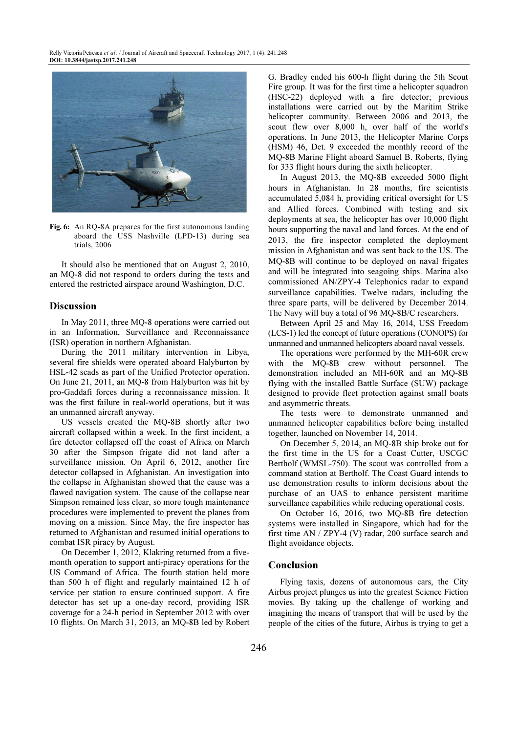Fig. 6: An RQ-8A prepares for the first autonomous landing aboard the USS Nashville (LPD-13) during sea trials, 2006

It should also be mentioned that on August 2, 2010, an MQ-8 did not respond to orders during the tests and entered the restricted airspace around Washington, D.C.

## Discussion

In May 2011, three MQ-8 operations were carried out in an Information, Surveillance and Reconnaissance (ISR) operation in northern Afghanistan.

During the 2011 military intervention in Libya, several fire shields were operated aboard Halyburton by HSL-42 scads as part of the Unified Protector operation. On June 21, 2011, an MQ-8 from Halyburton was hit by pro-Gaddafi forces during a reconnaissance mission. It was the first failure in real-world operations, but it was an unmanned aircraft anyway.

US vessels created the MQ-8B shortly after two aircraft collapsed within a week. In the first incident, a fire detector collapsed off the coast of Africa on March 30 after the Simpson frigate did not land after a surveillance mission. On April 6, 2012, another fire detector collapsed in Afghanistan. An investigation into the collapse in Afghanistan showed that the cause was a flawed navigation system. The cause of the collapse near Simpson remained less clear, so more tough maintenance procedures were implemented to prevent the planes from moving on a mission. Since May, the fire inspector has returned to Afghanistan and resumed initial operations to combat ISR piracy by August.

On December 1, 2012, Klakring returned from a five-month operation to support anti-piracy operations for the US Command of Africa. The fourth station held more than 500 h of flight and regularly maintained 12 h of service per station to ensure continued support. A fire detector has set up a one-day record, providing ISR coverage for a 24-h period in September 2012 with over 10 flights. On March 31, 2013, an MQ-8B led by Robert G. Bradley ended his 600-h flight during the 5th Scout Fire group. It was for the first time a helicopter squadron (HSC-22) deployed with a fire detector; previous installations were carried out by the Maritim Strike helicopter community. Between 2006 and 2013, the scout flew over 8,000 h, over half of the world's operations. In June 2013, the Helicopter Marine Corps (HSM) 46, Det. 9 exceeded the monthly record of the MQ-8B Marine Flight aboard Samuel B. Roberts, flying for 333 flight hours during the sixth helicopter.

In August 2013, the MQ-8B exceeded 5000 flight hours in Afghanistan. In 28 months, fire scientists accumulated 5,084 h, providing critical oversight for US and Allied forces. Combined with testing and six deployments at sea, the helicopter has over 10,000 flight hours supporting the naval and land forces. At the end of 2013, the fire inspector completed the deployment mission in Afghanistan and was sent back to the US. The MQ-8B will continue to be deployed on naval frigates and will be integrated into seagoing ships. Marina also commissioned AN/ZPY-4 Telephonics radar to expand surveillance capabilities. Twelve radars, including the three spare parts, will be delivered by December 2014. The Navy will buy a total of 96 MQ-8B/C researchers.

Between April 25 and May 16, 2014, USS Freedom (LCS-1) led the concept of future operations (CONOPS) for unmanned and unmanned helicopters aboard naval vessels.

The operations were performed by the MH-60R crew with the MQ-8B crew without personnel. The demonstration included an MH-60R and an MQ-8B flying with the installed Battle Surface (SUW) package designed to provide fleet protection against small boats and asymmetric threats.

The tests were to demonstrate unmanned and unmanned helicopter capabilities before being installed together, launched on November 14, 2014.

On December 5, 2014, an MQ-8B ship broke out for the first time in the US for a Coast Cutter, USCGC Bertholf (WMSL-750). The scout was controlled from a command station at Bertholf. The Coast Guard intends to use demonstration results to inform decisions about the purchase of an UAS to enhance persistent maritime surveillance capabilities while reducing operational costs.

On October 16, 2016, two MQ-8B fire detection systems were installed in Singapore, which had for the first time AN / ZPY-4 (V) radar, 200 surface search and flight avoidance objects.

## Conclusion

Flying taxis, dozens of autonomous cars, the City Airbus project plunges us into the greatest Science Fiction movies. By taking up the challenge of working and imagining the means of transport that will be used by the people of the cities of the future, Airbus is trying to get a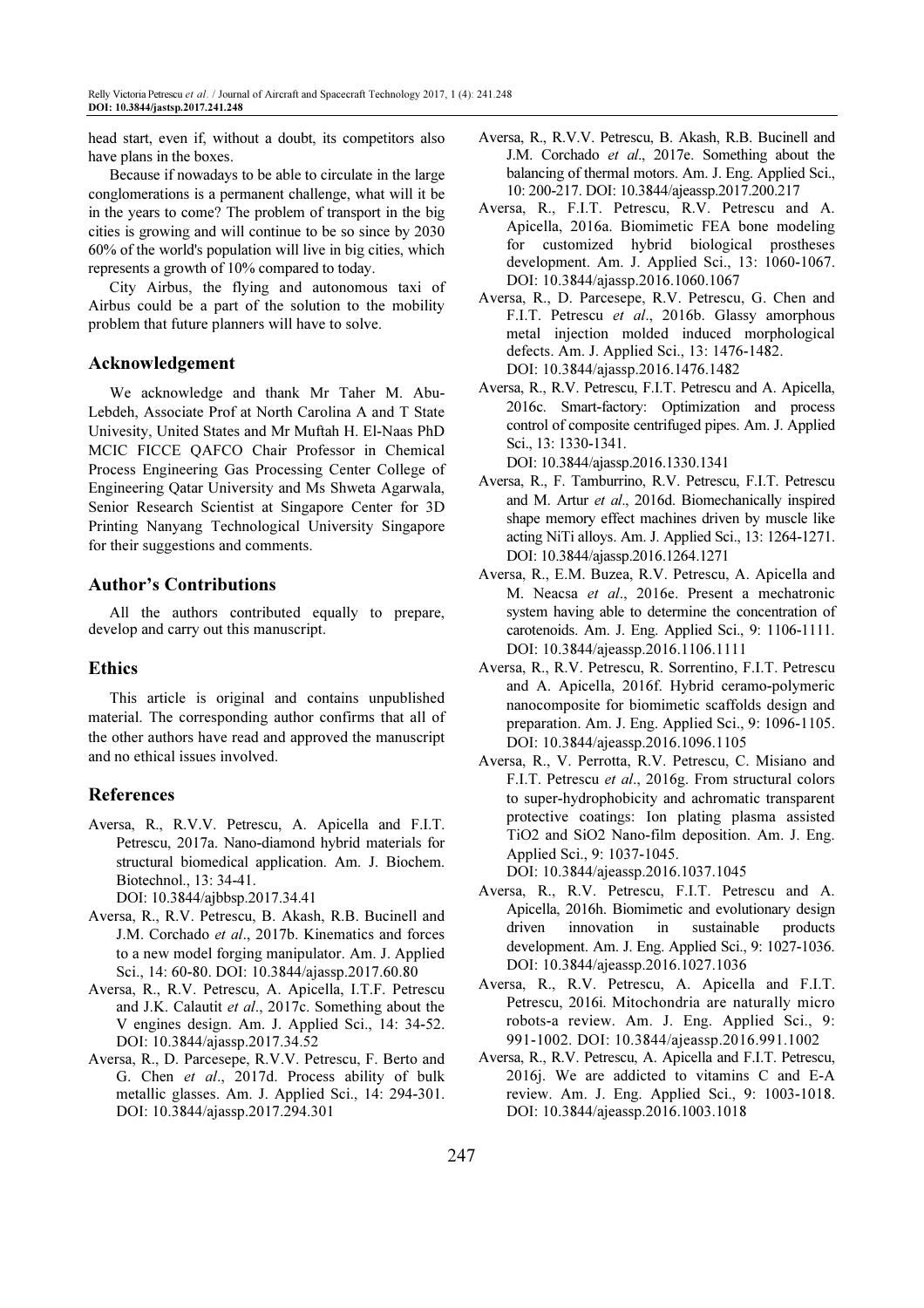head start, even if, without a doubt, its competitors also have plans in the boxes.

Because if nowadays to be able to circulate in the large conglomerations is a permanent challenge, what will it be in the years to come? The problem of transport in the big cities is growing and will continue to be so since by 2030 60% of the world's population will live in big cities, which represents a growth of 10% compared to today.

City Airbus, the flying and autonomous taxi of Airbus could be a part of the solution to the mobility problem that future planners will have to solve.

## Acknowledgement

We acknowledge and thank Mr Taher M. Abu-Lebdeh, Associate Prof at North Carolina A and T State Univesity, United States and Mr Muftah H. El-Naas PhD MCIC FICCE QAFCO Chair Professor in Chemical Process Engineering Gas Processing Center College of Engineering Qatar University and Ms Shweta Agarwala, Senior Research Scientist at Singapore Center for 3D Printing Nanyang Technological University Singapore for their suggestions and comments.

## Author's Contributions

All the authors contributed equally to prepare, develop and carry out this manuscript.

## Ethics

This article is original and contains unpublished material. The corresponding author confirms that all of the other authors have read and approved the manuscript and no ethical issues involved.

## References

Aversa, R., R.V.V. Petrescu, A. Apicella and F.I.T. Petrescu, 2017a. Nano-diamond hybrid materials for structural biomedical application. Am. J. Biochem. Biotechnol., 13: 34-41. DOI: 10.3844/ajbbsp.2017.34.41

Aversa, R., R.V. Petrescu, B. Akash, R.B. Bucinell and J.M. Corchado *et al*., 2017b. Kinematics and forces to a new model forging manipulator. Am. J. Applied Sci., 14: 60-80. DOI: 10.3844/ajassp.2017.60.80

Aversa, R., R.V. Petrescu, A. Apicella, I.T.F. Petrescu and J.K. Calautit *et al*., 2017c. Something about the V engines design. Am. J. Applied Sci., 14: 34-52. DOI: 10.3844/ajassp.2017.34.52

Aversa, R., D. Parcesepe, R.V.V. Petrescu, F. Berto and G. Chen *et al*., 2017d. Process ability of bulk metallic glasses. Am. J. Applied Sci., 14: 294-301. DOI: 10.3844/ajassp.2017.294.301

Aversa, R., R.V.V. Petrescu, B. Akash, R.B. Bucinell and J.M. Corchado *et al*., 2017e. Something about the balancing of thermal motors. Am. J. Eng. Applied Sci., 10: 200-217. DOI: 10.3844/ajeassp.2017.200.217

Aversa, R., F.I.T. Petrescu, R.V. Petrescu and A. Apicella, 2016a. Biomimetic FEA bone modeling for customized hybrid biological prostheses development. Am. J. Applied Sci., 13: 1060-1067. DOI: 10.3844/ajassp.2016.1060.1067

Aversa, R., D. Parcesepe, R.V. Petrescu, G. Chen and F.I.T. Petrescu *et al*., 2016b. Glassy amorphous metal injection molded induced morphological defects. Am. J. Applied Sci., 13: 1476-1482. DOI: 10.3844/ajassp.2016.1476.1482

Aversa, R., R.V. Petrescu, F.I.T. Petrescu and A. Apicella, 2016c. Smart-factory: Optimization and process control of composite centrifuged pipes. Am. J. Applied Sci., 13: 1330-1341. DOI: 10.3844/ajassp.2016.1330.1341

Aversa, R., F. Tamburrino, R.V. Petrescu, F.I.T. Petrescu and M. Artur *et al*., 2016d. Biomechanically inspired shape memory effect machines driven by muscle like acting NiTi alloys. Am. J. Applied Sci., 13: 1264-1271. DOI: 10.3844/ajassp.2016.1264.1271

Aversa, R., E.M. Buzea, R.V. Petrescu, A. Apicella and M. Neacsa *et al*., 2016e. Present a mechatronic system having able to determine the concentration of carotenoids. Am. J. Eng. Applied Sci., 9: 1106-1111. DOI: 10.3844/ajeassp.2016.1106.1111

Aversa, R., R.V. Petrescu, R. Sorrentino, F.I.T. Petrescu and A. Apicella, 2016f. Hybrid ceramo-polymeric nanocomposite for biomimetic scaffolds design and preparation. Am. J. Eng. Applied Sci., 9: 1096-1105. DOI: 10.3844/ajeassp.2016.1096.1105

Aversa, R., V. Perrotta, R.V. Petrescu, C. Misiano and F.I.T. Petrescu *et al*., 2016g. From structural colors to super-hydrophobicity and achromatic transparent protective coatings: Ion plating plasma assisted $TiO_2$ and $SiO_2$ Nano-film deposition. Am. J. Eng. Applied Sci., 9: 1037-1045. DOI: 10.3844/ajeassp.2016.1037.1045

Aversa, R., R.V. Petrescu, F.I.T. Petrescu and A. Apicella, 2016h. Biomimetic and evolutionary design driven innovation in sustainable products development. Am. J. Eng. Applied Sci., 9: 1027-1036. DOI: 10.3844/ajeassp.2016.1027.1036

Aversa, R., R.V. Petrescu, A. Apicella and F.I.T. Petrescu, 2016i. Mitochondria are naturally micro robots-a review. Am. J. Eng. Applied Sci., 9: 991-1002. DOI: 10.3844/ajeassp.2016.991.1002

Aversa, R., R.V. Petrescu, A. Apicella and F.I.T. Petrescu, 2016j. We are addicted to vitamins C and E-A review. Am. J. Eng. Applied Sci., 9: 1003-1018. DOI: 10.3844/ajeassp.2016.1003.1018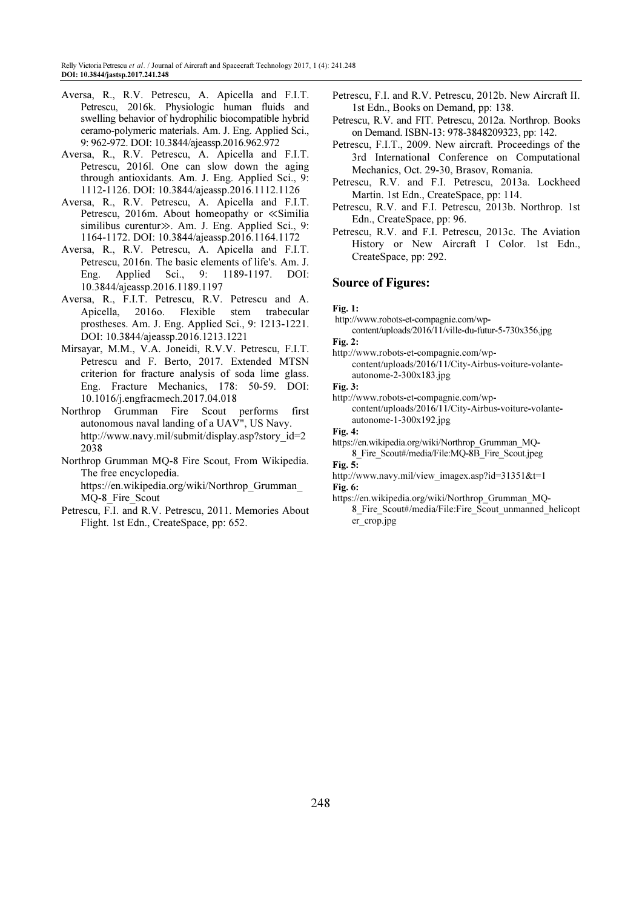Aversa, R., R.V. Petrescu, A. Apicella and F.I.T. Petrescu, 2016k. Physiologic human fluids and swelling behavior of hydrophilic biocompatible hybrid ceramo-polymeric materials. Am. J. Eng. Applied Sci., 9: 962-972. DOI: 10.3844/ajeassp.2016.962.972

Aversa, R., R.V. Petrescu, A. Apicella and F.I.T. Petrescu, 2016l. One can slow down the aging through antioxidants. Am. J. Eng. Applied Sci., 9: 1112-1126. DOI: 10.3844/ajeassp.2016.1112.1126

Aversa, R., R.V. Petrescu, A. Apicella and F.I.T. Petrescu, 2016m. About homeopathy or ≪Similia similibus curentur≫. Am. J. Eng. Applied Sci., 9: 1164-1172. DOI: 10.3844/ajeassp.2016.1164.1172

Aversa, R., R.V. Petrescu, A. Apicella and F.I.T. Petrescu, 2016n. The basic elements of life's. Am. J. Eng. Applied Sci., 9: 1189-1197. DOI: 10.3844/ajeassp.2016.1189.1197

Aversa, R., F.I.T. Petrescu, R.V. Petrescu and A. Apicella, 2016o. Flexible stem trabecular prostheses. Am. J. Eng. Applied Sci., 9: 1213-1221. DOI: 10.3844/ajeassp.2016.1213.1221

Mirsayar, M.M., V.A. Joneidi, R.V.V. Petrescu, F.I.T. Petrescu and F. Berto, 2017. Extended MTSN criterion for fracture analysis of soda lime glass. Eng. Fracture Mechanics, 178: 50-59. DOI: 10.1016/j.engfracmech.2017.04.018

Northrop Grumman Fire Scout performs first autonomous naval landing of a UAV", US Navy. http://www.navy.mil/submit/display.asp?story_id=22038

Northrop Grumman MQ-8 Fire Scout, From Wikipedia. The free encyclopedia. https://en.wikipedia.org/wiki/Northrop_Grumman_MQ-8_Fire_Scout

Petrescu, F.I. and R.V. Petrescu, 2011. Memories About Flight. 1st Edn., CreateSpace, pp: 652.

Petrescu, F.I. and R.V. Petrescu, 2012b. New Aircraft II. 1st Edn., Books on Demand, pp: 138.

Petrescu, R.V. and FIT. Petrescu, 2012a. Northrop. Books on Demand. ISBN-13: 978-3848209323, pp: 142.

Petrescu, F.I.T., 2009. New aircraft. Proceedings of the 3rd International Conference on Computational Mechanics, Oct. 29-30, Brasov, Romania.

Petrescu, R.V. and F.I. Petrescu, 2013a. Lockheed Martin. 1st Edn., CreateSpace, pp: 114.

Petrescu, R.V. and F.I. Petrescu, 2013b. Northrop. 1st Edn., CreateSpace, pp: 96.

Petrescu, R.V. and F.I. Petrescu, 2013c. The Aviation History or New Aircraft I Color. 1st Edn., CreateSpace, pp: 292.

## Source of Figures:

**Fig. 1:**
http://www.robots-et-compagnie.com/wp-content/uploads/2016/11/ville-du-futur-5-730x356.jpg

**Fig. 2:**
http://www.robots-et-compagnie.com/wp-content/uploads/2016/11/City-Airbus-voiture-volante-autonome-2-300x183.jpg

**Fig. 3:**
http://www.robots-et-compagnie.com/wp-content/uploads/2016/11/City-Airbus-voiture-volante-autonome-1-300x192.jpg

**Fig. 4:**
https://en.wikipedia.org/wiki/Northrop_Grumman_MQ-8_Fire_Scout#/media/File:MQ-8B_Fire_Scout.jpeg

**Fig. 5:**
http://www.navy.mil/view_imagex.asp?id=31351&t=1

**Fig. 6:**
https://en.wikipedia.org/wiki/Northrop_Grumman_MQ-8_Fire_Scout#/media/File:Fire_Scout_unmanned_helicopter_crop.jpg